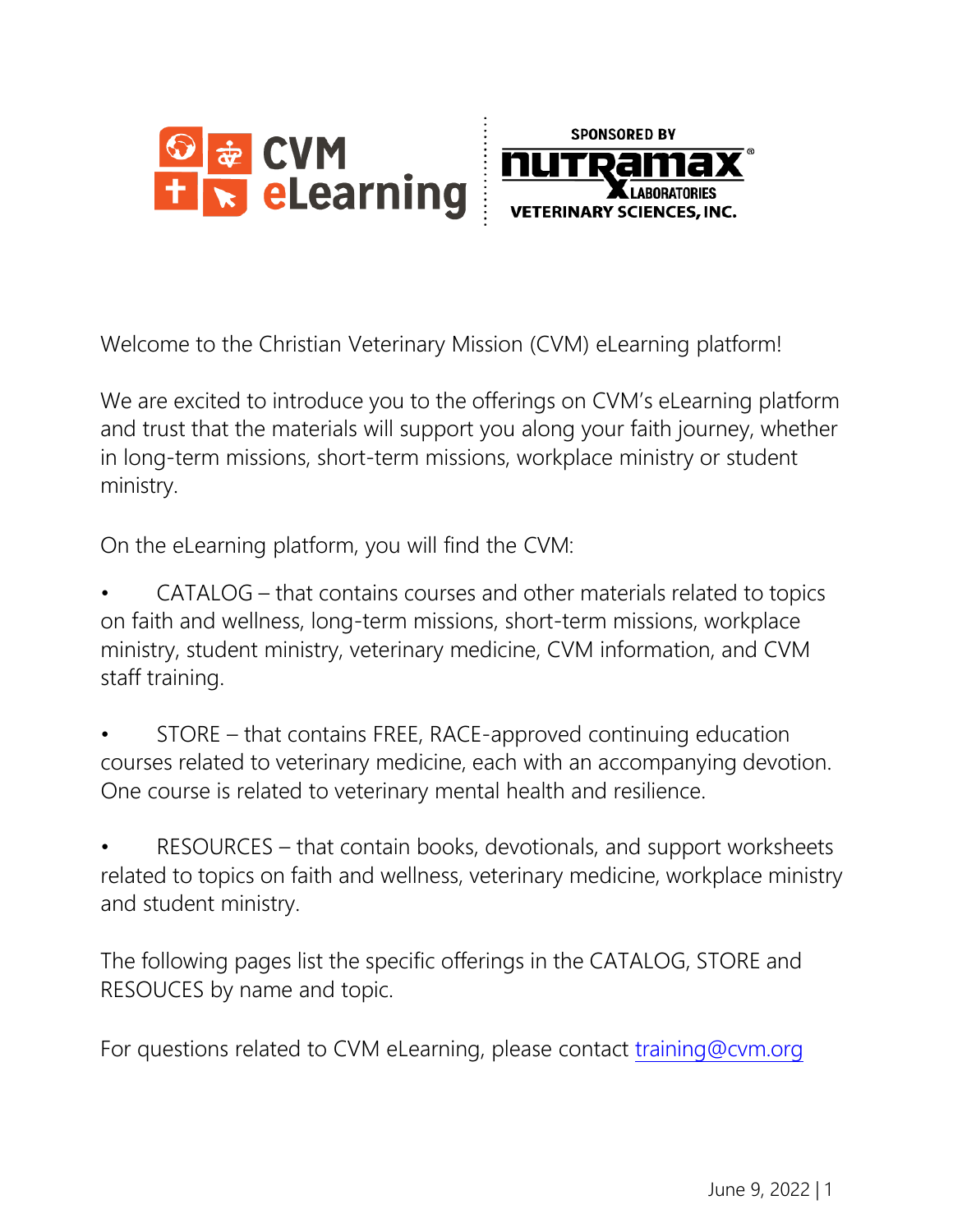CVM eLearning | SPONSORED BY Nutramax Laboratories Veterinary Sciences, Inc.

Welcome to the Christian Veterinary Mission (CVM) eLearning platform!

We are excited to introduce you to the offerings on CVM's eLearning platform and trust that the materials will support you along your faith journey, whether in long-term missions, short-term missions, workplace ministry or student ministry.

On the eLearning platform, you will find the CVM:

- CATALOG – that contains courses and other materials related to topics on faith and wellness, long-term missions, short-term missions, workplace ministry, student ministry, veterinary medicine, CVM information, and CVM staff training.

- STORE – that contains FREE, RACE-approved continuing education courses related to veterinary medicine, each with an accompanying devotion. One course is related to veterinary mental health and resilience.

- RESOURCES – that contain books, devotionals, and support worksheets related to topics on faith and wellness, veterinary medicine, workplace ministry and student ministry.

The following pages list the specific offerings in the CATALOG, STORE and RESOUCES by name and topic.

For questions related to CVM eLearning, please contact [training@cvm.org](mailto:training@cvm.org)

June 9, 2022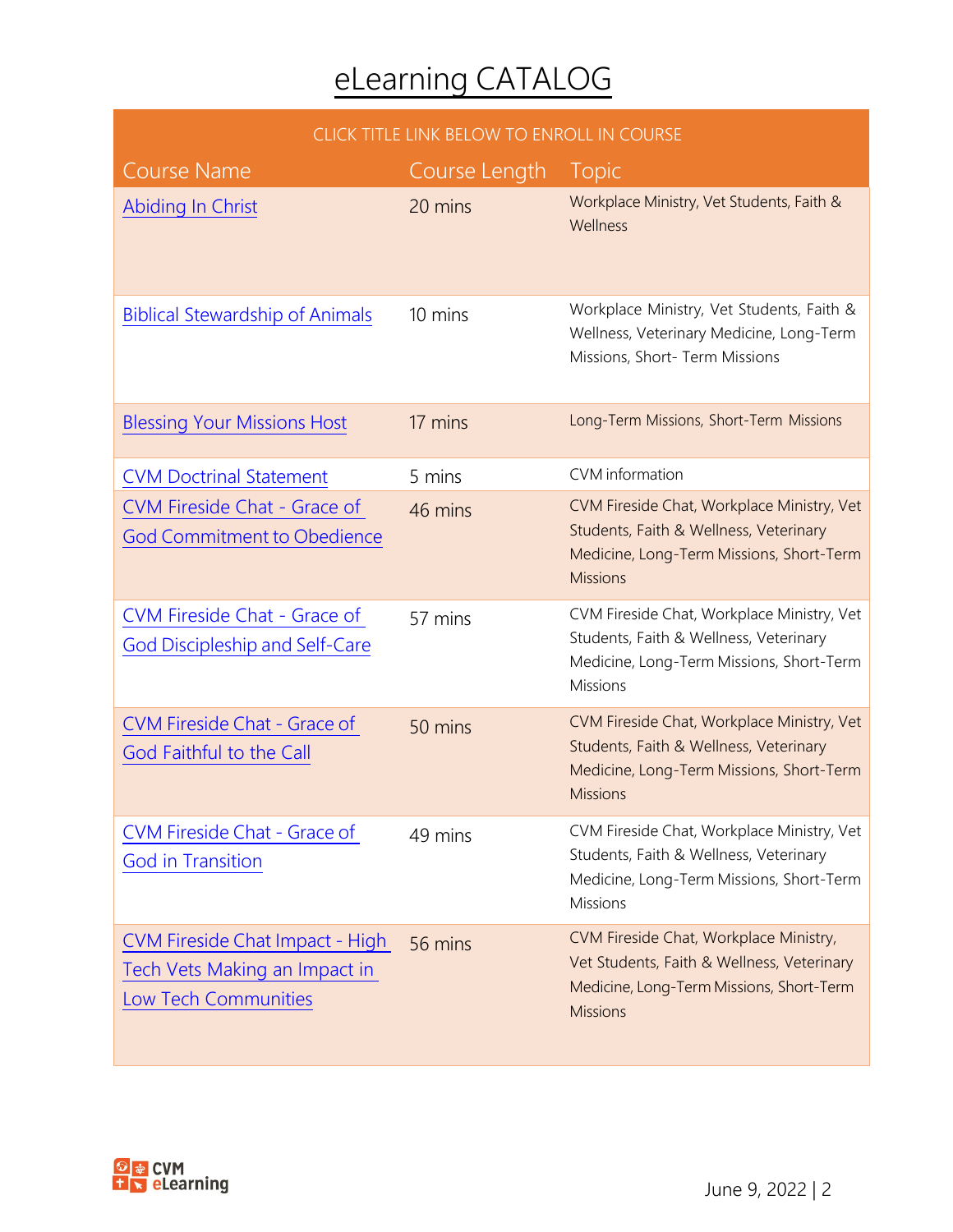# eLearning CATALOG

| CLICK TITLE LINK BELOW TO ENROLL IN COURSE | | |
|---|---|---|
| **Course Name** | **Course Length** | **Topic** |
| Abiding In Christ | 20 mins | Workplace Ministry, Vet Students, Faith & Wellness |
| Biblical Stewardship of Animals | 10 mins | Workplace Ministry, Vet Students, Faith & Wellness, Veterinary Medicine, Long-Term Missions, Short- Term Missions |
| Blessing Your Missions Host | 17 mins | Long-Term Missions, Short-Term Missions |
| CVM Doctrinal Statement | 5 mins | CVM information |
| CVM Fireside Chat - Grace of God Commitment to Obedience | 46 mins | CVM Fireside Chat, Workplace Ministry, Vet Students, Faith & Wellness, Veterinary Medicine, Long-Term Missions, Short-Term Missions |
| CVM Fireside Chat - Grace of God Discipleship and Self-Care | 57 mins | CVM Fireside Chat, Workplace Ministry, Vet Students, Faith & Wellness, Veterinary Medicine, Long-Term Missions, Short-Term Missions |
| CVM Fireside Chat - Grace of God Faithful to the Call | 50 mins | CVM Fireside Chat, Workplace Ministry, Vet Students, Faith & Wellness, Veterinary Medicine, Long-Term Missions, Short-Term Missions |
| CVM Fireside Chat - Grace of God in Transition | 49 mins | CVM Fireside Chat, Workplace Ministry, Vet Students, Faith & Wellness, Veterinary Medicine, Long-Term Missions, Short-Term Missions |
| CVM Fireside Chat Impact - High Tech Vets Making an Impact in Low Tech Communities | 56 mins | CVM Fireside Chat, Workplace Ministry, Vet Students, Faith & Wellness, Veterinary Medicine, Long-Term Missions, Short-Term Missions |

June 9, 2022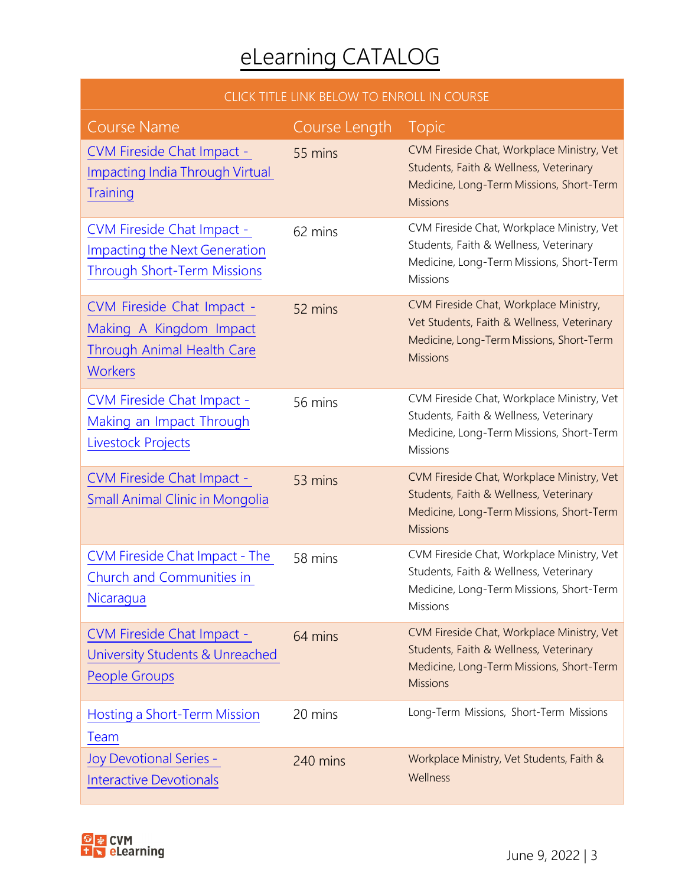# eLearning CATALOG

| CLICK TITLE LINK BELOW TO ENROLL IN COURSE | | |
|---|---|---|
| Course Name | Course Length | Topic |
| CVM Fireside Chat Impact - Impacting India Through Virtual Training | 55 mins | CVM Fireside Chat, Workplace Ministry, Vet Students, Faith & Wellness, Veterinary Medicine, Long-Term Missions, Short-Term Missions |
| CVM Fireside Chat Impact - Impacting the Next Generation Through Short-Term Missions | 62 mins | CVM Fireside Chat, Workplace Ministry, Vet Students, Faith & Wellness, Veterinary Medicine, Long-Term Missions, Short-Term Missions |
| CVM Fireside Chat Impact - Making A Kingdom Impact Through Animal Health Care Workers | 52 mins | CVM Fireside Chat, Workplace Ministry, Vet Students, Faith & Wellness, Veterinary Medicine, Long-Term Missions, Short-Term Missions |
| CVM Fireside Chat Impact - Making an Impact Through Livestock Projects | 56 mins | CVM Fireside Chat, Workplace Ministry, Vet Students, Faith & Wellness, Veterinary Medicine, Long-Term Missions, Short-Term Missions |
| CVM Fireside Chat Impact - Small Animal Clinic in Mongolia | 53 mins | CVM Fireside Chat, Workplace Ministry, Vet Students, Faith & Wellness, Veterinary Medicine, Long-Term Missions, Short-Term Missions |
| CVM Fireside Chat Impact - The Church and Communities in Nicaragua | 58 mins | CVM Fireside Chat, Workplace Ministry, Vet Students, Faith & Wellness, Veterinary Medicine, Long-Term Missions, Short-Term Missions |
| CVM Fireside Chat Impact - University Students & Unreached People Groups | 64 mins | CVM Fireside Chat, Workplace Ministry, Vet Students, Faith & Wellness, Veterinary Medicine, Long-Term Missions, Short-Term Missions |
| Hosting a Short-Term Mission Team | 20 mins | Long-Term Missions, Short-Term Missions |
| Joy Devotional Series - Interactive Devotionals | 240 mins | Workplace Ministry, Vet Students, Faith & Wellness |

June 9, 2022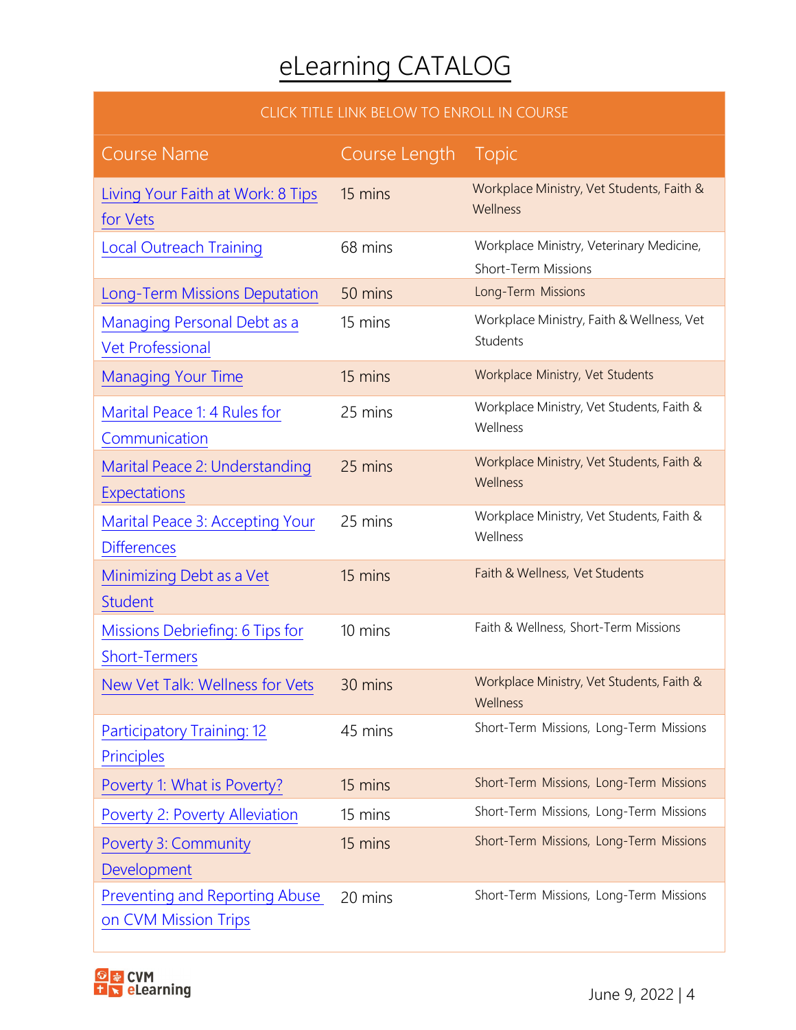# eLearning CATALOG

| CLICK TITLE LINK BELOW TO ENROLL IN COURSE | | |
|---|---|---|
| **Course Name** | **Course Length** | **Topic** |
| Living Your Faith at Work: 8 Tips for Vets | 15 mins | Workplace Ministry, Vet Students, Faith & Wellness |
| Local Outreach Training | 68 mins | Workplace Ministry, Veterinary Medicine, Short-Term Missions |
| Long-Term Missions Deputation | 50 mins | Long-Term Missions |
| Managing Personal Debt as a Vet Professional | 15 mins | Workplace Ministry, Faith & Wellness, Vet Students |
| Managing Your Time | 15 mins | Workplace Ministry, Vet Students |
| Marital Peace 1: 4 Rules for Communication | 25 mins | Workplace Ministry, Vet Students, Faith & Wellness |
| Marital Peace 2: Understanding Expectations | 25 mins | Workplace Ministry, Vet Students, Faith & Wellness |
| Marital Peace 3: Accepting Your Differences | 25 mins | Workplace Ministry, Vet Students, Faith & Wellness |
| Minimizing Debt as a Vet Student | 15 mins | Faith & Wellness, Vet Students |
| Missions Debriefing: 6 Tips for Short-Termers | 10 mins | Faith & Wellness, Short-Term Missions |
| New Vet Talk: Wellness for Vets | 30 mins | Workplace Ministry, Vet Students, Faith & Wellness |
| Participatory Training: 12 Principles | 45 mins | Short-Term Missions, Long-Term Missions |
| Poverty 1: What is Poverty? | 15 mins | Short-Term Missions, Long-Term Missions |
| Poverty 2: Poverty Alleviation | 15 mins | Short-Term Missions, Long-Term Missions |
| Poverty 3: Community Development | 15 mins | Short-Term Missions, Long-Term Missions |
| Preventing and Reporting Abuse on CVM Mission Trips | 20 mins | Short-Term Missions, Long-Term Missions |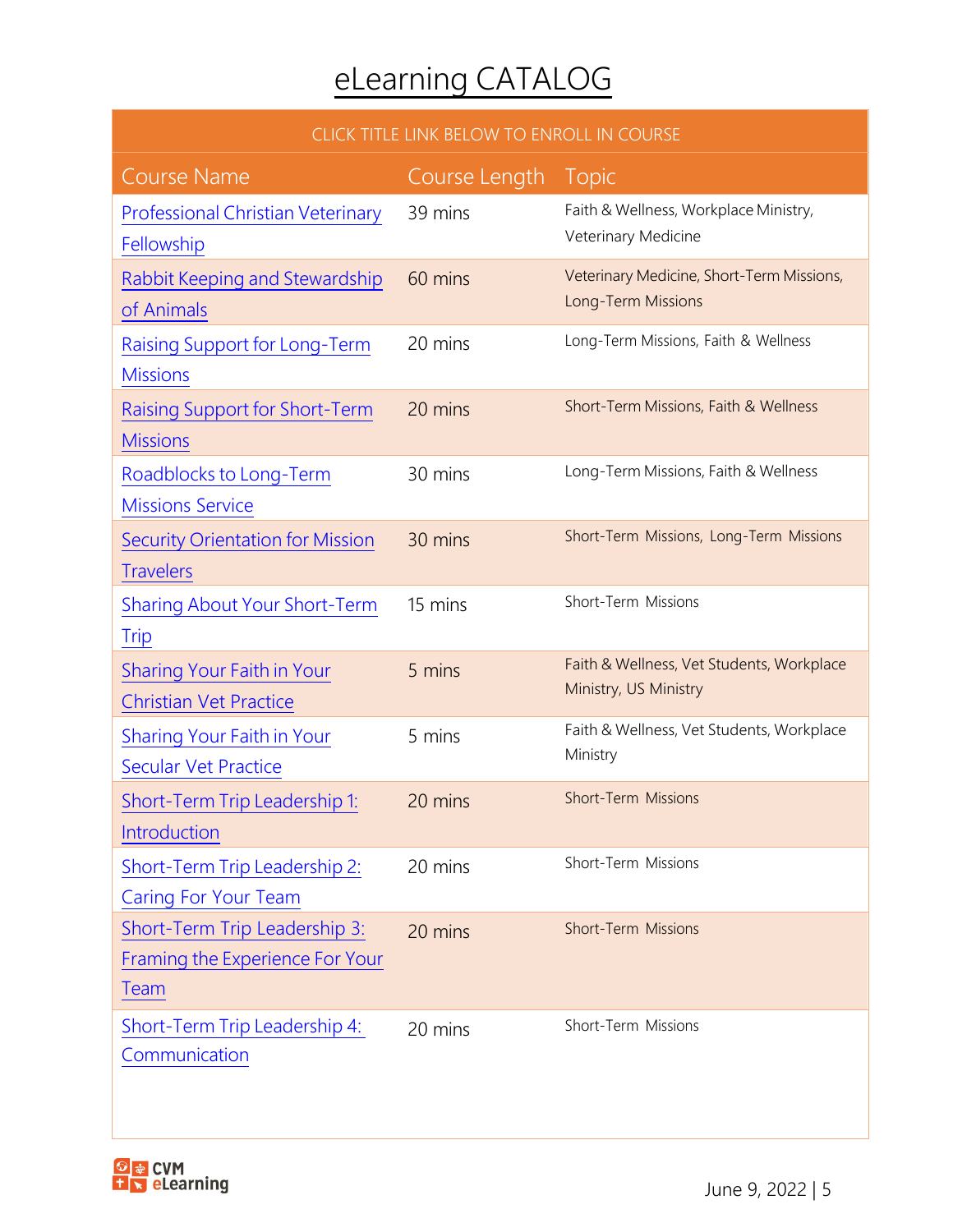# eLearning CATALOG

| CLICK TITLE LINK BELOW TO ENROLL IN COURSE | | |
|---|---|---|
| **Course Name** | **Course Length** | **Topic** |
| Professional Christian Veterinary Fellowship | 39 mins | Faith & Wellness, Workplace Ministry, Veterinary Medicine |
| Rabbit Keeping and Stewardship of Animals | 60 mins | Veterinary Medicine, Short-Term Missions, Long-Term Missions |
| Raising Support for Long-Term Missions | 20 mins | Long-Term Missions, Faith & Wellness |
| Raising Support for Short-Term Missions | 20 mins | Short-Term Missions, Faith & Wellness |
| Roadblocks to Long-Term Missions Service | 30 mins | Long-Term Missions, Faith & Wellness |
| Security Orientation for Mission Travelers | 30 mins | Short-Term Missions, Long-Term Missions |
| Sharing About Your Short-Term Trip | 15 mins | Short-Term Missions |
| Sharing Your Faith in Your Christian Vet Practice | 5 mins | Faith & Wellness, Vet Students, Workplace Ministry, US Ministry |
| Sharing Your Faith in Your Secular Vet Practice | 5 mins | Faith & Wellness, Vet Students, Workplace Ministry |
| Short-Term Trip Leadership 1: Introduction | 20 mins | Short-Term Missions |
| Short-Term Trip Leadership 2: Caring For Your Team | 20 mins | Short-Term Missions |
| Short-Term Trip Leadership 3: Framing the Experience For Your Team | 20 mins | Short-Term Missions |
| Short-Term Trip Leadership 4: Communication | 20 mins | Short-Term Missions |

CVM eLearning

June 9, 2022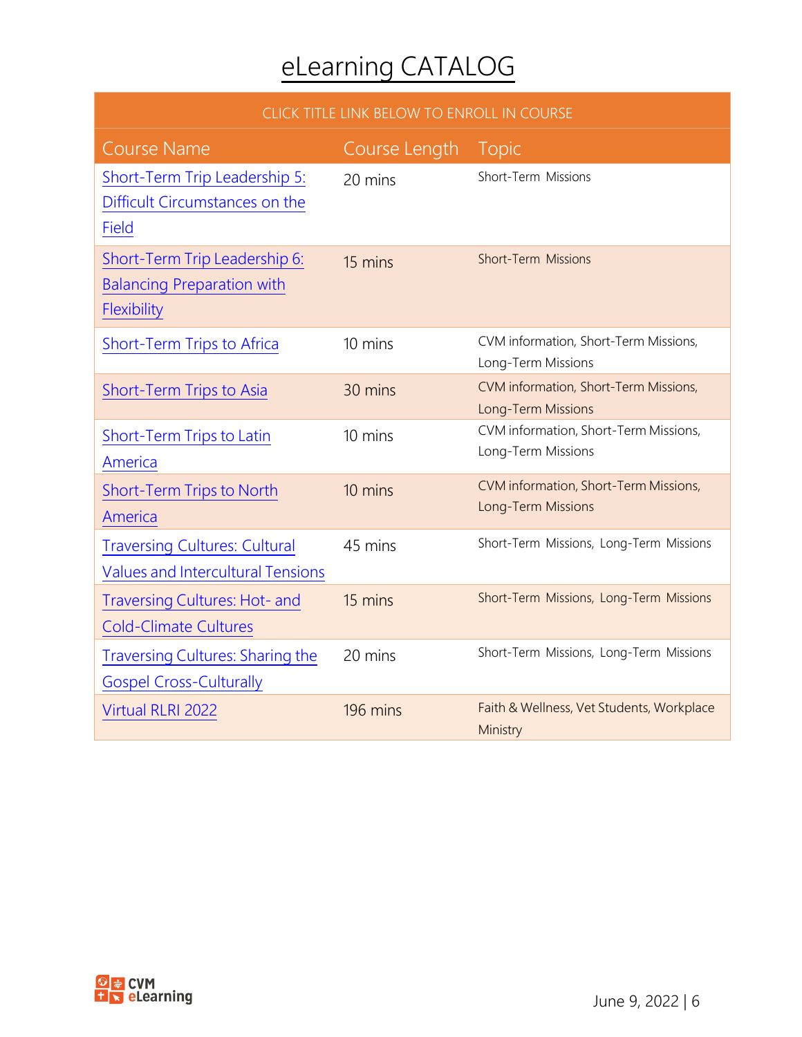# eLearning CATALOG

| CLICK TITLE LINK BELOW TO ENROLL IN COURSE | | |
|---|---|---|
| **Course Name** | **Course Length** | **Topic** |
| Short-Term Trip Leadership 5: Difficult Circumstances on the Field | 20 mins | Short-Term Missions |
| Short-Term Trip Leadership 6: Balancing Preparation with Flexibility | 15 mins | Short-Term Missions |
| Short-Term Trips to Africa | 10 mins | CVM information, Short-Term Missions, Long-Term Missions |
| Short-Term Trips to Asia | 30 mins | CVM information, Short-Term Missions, Long-Term Missions |
| Short-Term Trips to Latin America | 10 mins | CVM information, Short-Term Missions, Long-Term Missions |
| Short-Term Trips to North America | 10 mins | CVM information, Short-Term Missions, Long-Term Missions |
| Traversing Cultures: Cultural Values and Intercultural Tensions | 45 mins | Short-Term Missions, Long-Term Missions |
| Traversing Cultures: Hot- and Cold-Climate Cultures | 15 mins | Short-Term Missions, Long-Term Missions |
| Traversing Cultures: Sharing the Gospel Cross-Culturally | 20 mins | Short-Term Missions, Long-Term Missions |
| Virtual RLRI 2022 | 196 mins | Faith & Wellness, Vet Students, Workplace Ministry |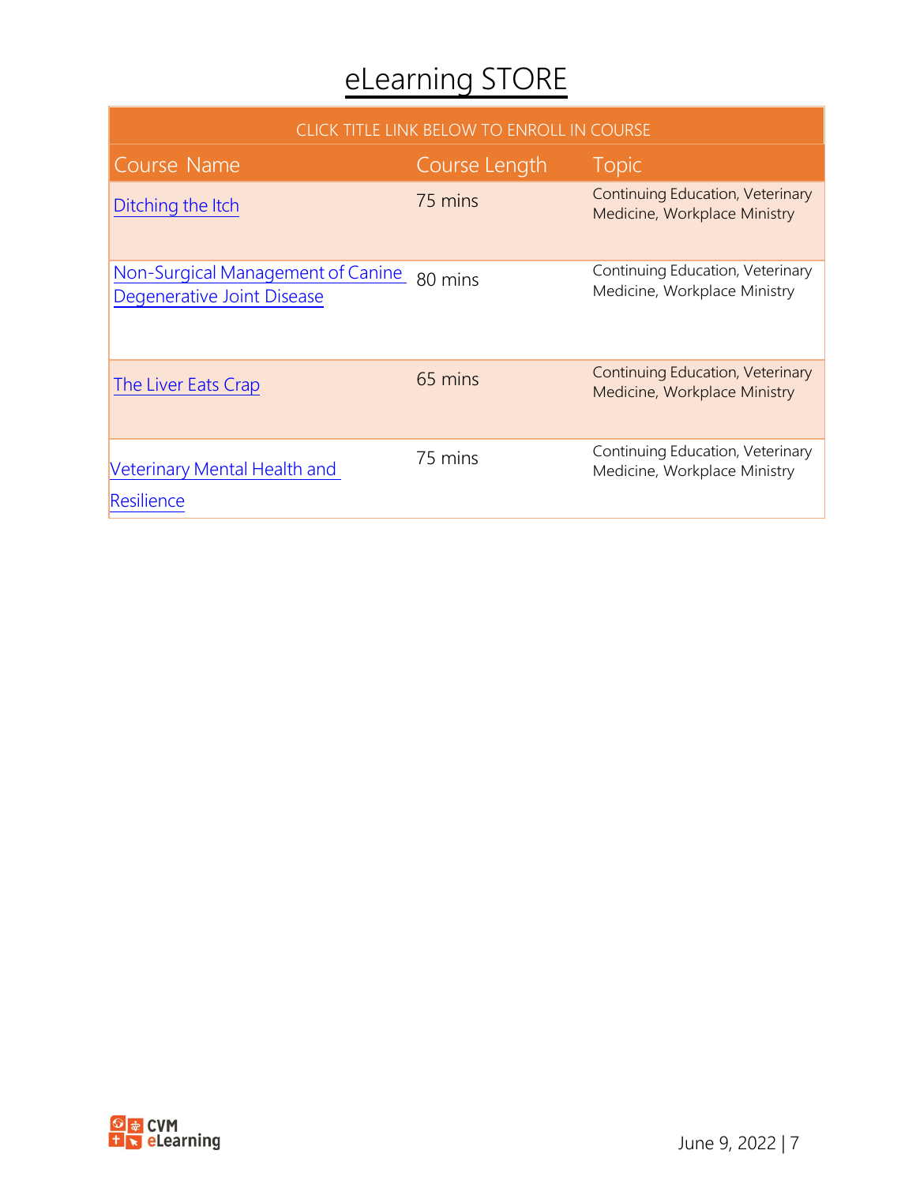# eLearning STORE

| CLICK TITLE LINK BELOW TO ENROLL IN COURSE | | |
|---|---|---|
| **Course Name** | **Course Length** | **Topic** |
| Ditching the Itch | 75 mins | Continuing Education, Veterinary Medicine, Workplace Ministry |
| Non-Surgical Management of Canine Degenerative Joint Disease | 80 mins | Continuing Education, Veterinary Medicine, Workplace Ministry |
| The Liver Eats Crap | 65 mins | Continuing Education, Veterinary Medicine, Workplace Ministry |
| Veterinary Mental Health and Resilience | 75 mins | Continuing Education, Veterinary Medicine, Workplace Ministry |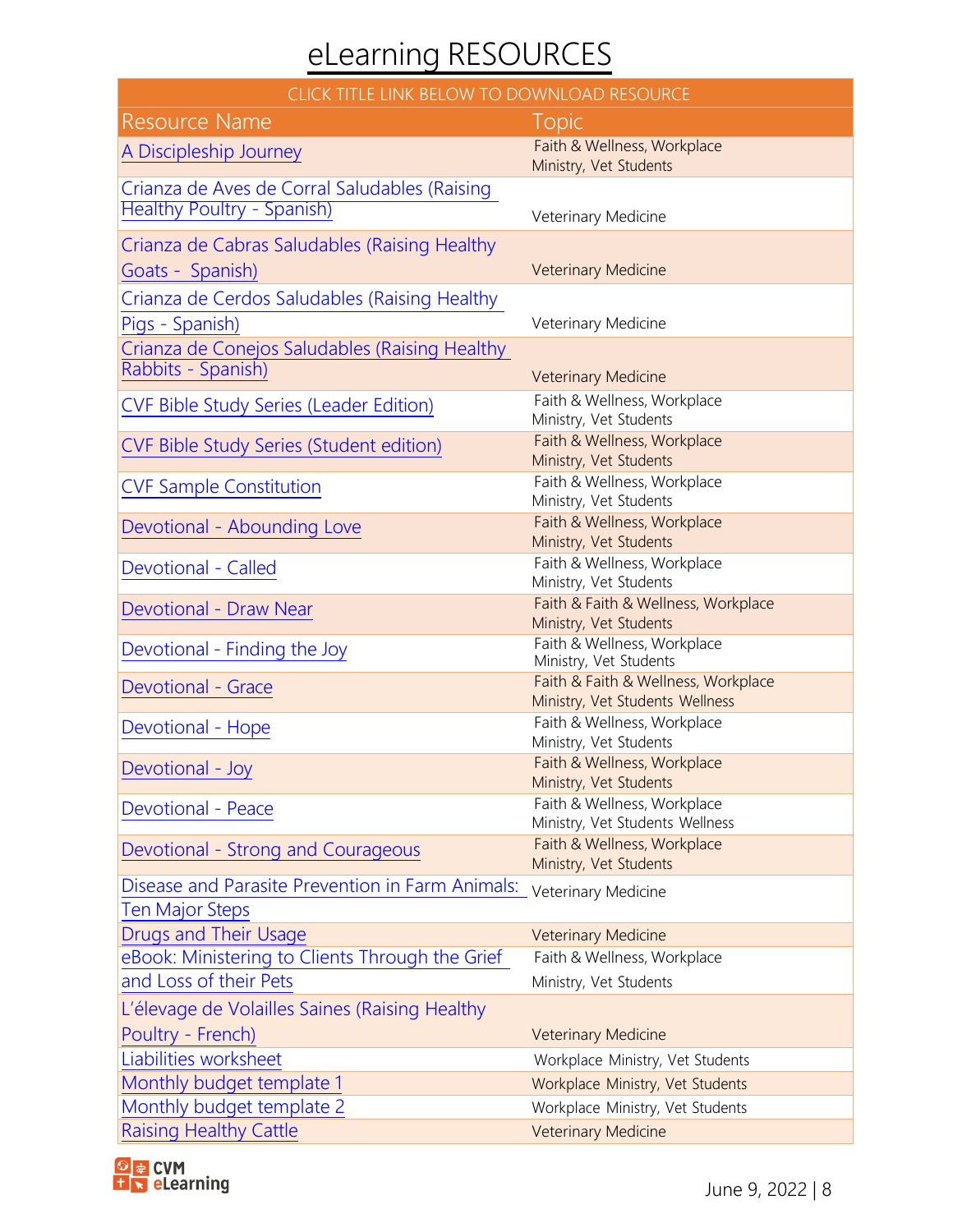# eLearning RESOURCES

| CLICK TITLE LINK BELOW TO DOWNLOAD RESOURCE | |
|---|---|
| **Resource Name** | **Topic** |
| A Discipleship Journey | Faith & Wellness, Workplace Ministry, Vet Students |
| Crianza de Aves de Corral Saludables (Raising Healthy Poultry - Spanish) | Veterinary Medicine |
| Crianza de Cabras Saludables (Raising Healthy Goats - Spanish) | Veterinary Medicine |
| Crianza de Cerdos Saludables (Raising Healthy Pigs - Spanish) | Veterinary Medicine |
| Crianza de Conejos Saludables (Raising Healthy Rabbits - Spanish) | Veterinary Medicine |
| CVF Bible Study Series (Leader Edition) | Faith & Wellness, Workplace Ministry, Vet Students |
| CVF Bible Study Series (Student edition) | Faith & Wellness, Workplace Ministry, Vet Students |
| CVF Sample Constitution | Faith & Wellness, Workplace Ministry, Vet Students |
| Devotional - Abounding Love | Faith & Wellness, Workplace Ministry, Vet Students |
| Devotional - Called | Faith & Wellness, Workplace Ministry, Vet Students |
| Devotional - Draw Near | Faith & Faith & Wellness, Workplace Ministry, Vet Students |
| Devotional - Finding the Joy | Faith & Wellness, Workplace Ministry, Vet Students |
| Devotional - Grace | Faith & Faith & Wellness, Workplace Ministry, Vet Students Wellness |
| Devotional - Hope | Faith & Wellness, Workplace Ministry, Vet Students |
| Devotional - Joy | Faith & Wellness, Workplace Ministry, Vet Students |
| Devotional - Peace | Faith & Wellness, Workplace Ministry, Vet Students Wellness |
| Devotional - Strong and Courageous | Faith & Wellness, Workplace Ministry, Vet Students |
| Disease and Parasite Prevention in Farm Animals: Ten Major Steps | Veterinary Medicine |
| Drugs and Their Usage | Veterinary Medicine |
| eBook: Ministering to Clients Through the Grief and Loss of their Pets | Faith & Wellness, Workplace Ministry, Vet Students |
| L'élevage de Volailles Saines (Raising Healthy Poultry - French) | Veterinary Medicine |
| Liabilities worksheet | Workplace Ministry, Vet Students |
| Monthly budget template 1 | Workplace Ministry, Vet Students |
| Monthly budget template 2 | Workplace Ministry, Vet Students |
| Raising Healthy Cattle | Veterinary Medicine |

CVM eLearning

June 9, 2022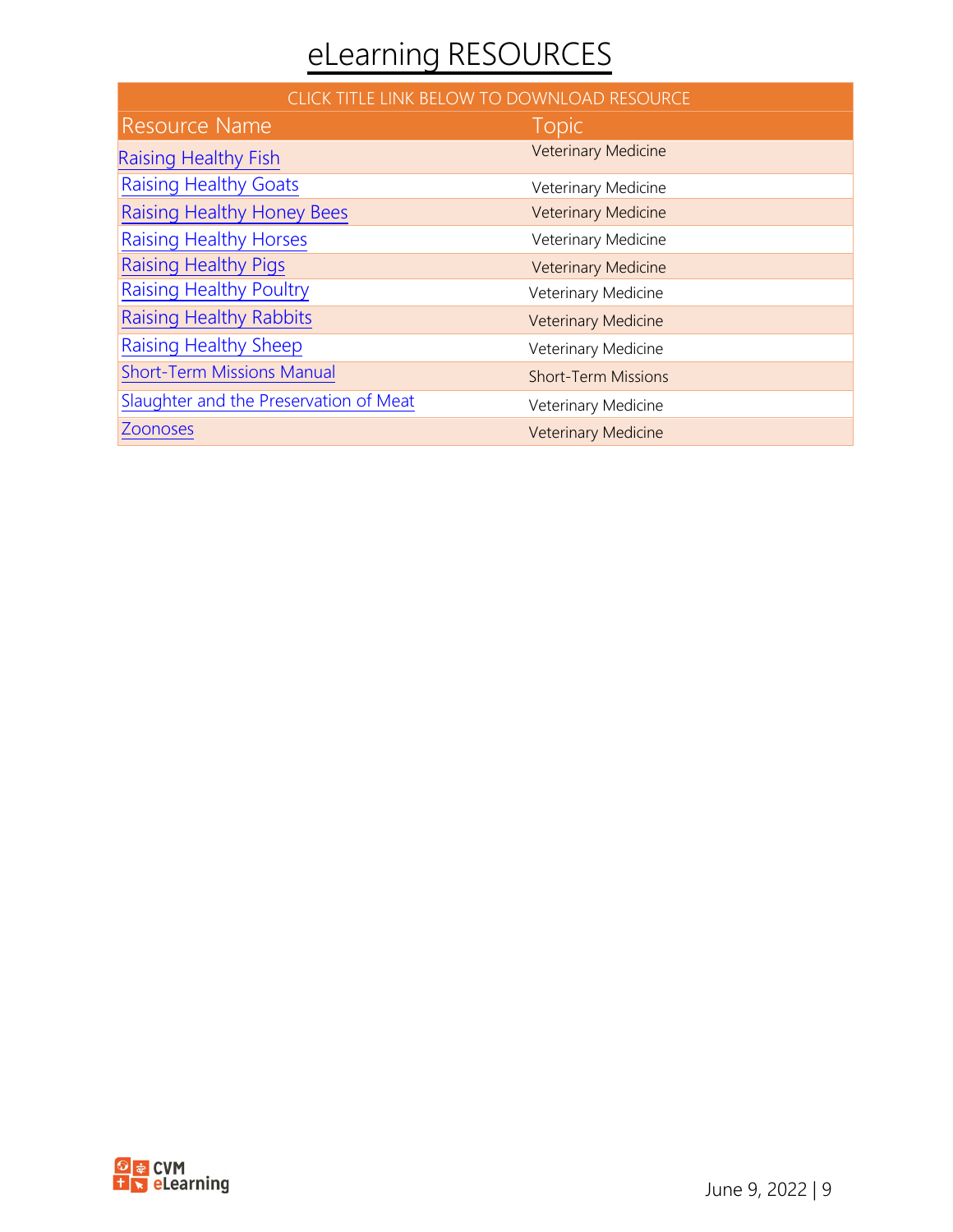# eLearning RESOURCES

| CLICK TITLE LINK BELOW TO DOWNLOAD RESOURCE | |
|---|---|
| Resource Name | Topic |
| Raising Healthy Fish | Veterinary Medicine |
| Raising Healthy Goats | Veterinary Medicine |
| Raising Healthy Honey Bees | Veterinary Medicine |
| Raising Healthy Horses | Veterinary Medicine |
| Raising Healthy Pigs | Veterinary Medicine |
| Raising Healthy Poultry | Veterinary Medicine |
| Raising Healthy Rabbits | Veterinary Medicine |
| Raising Healthy Sheep | Veterinary Medicine |
| Short-Term Missions Manual | Short-Term Missions |
| Slaughter and the Preservation of Meat | Veterinary Medicine |
| Zoonoses | Veterinary Medicine |